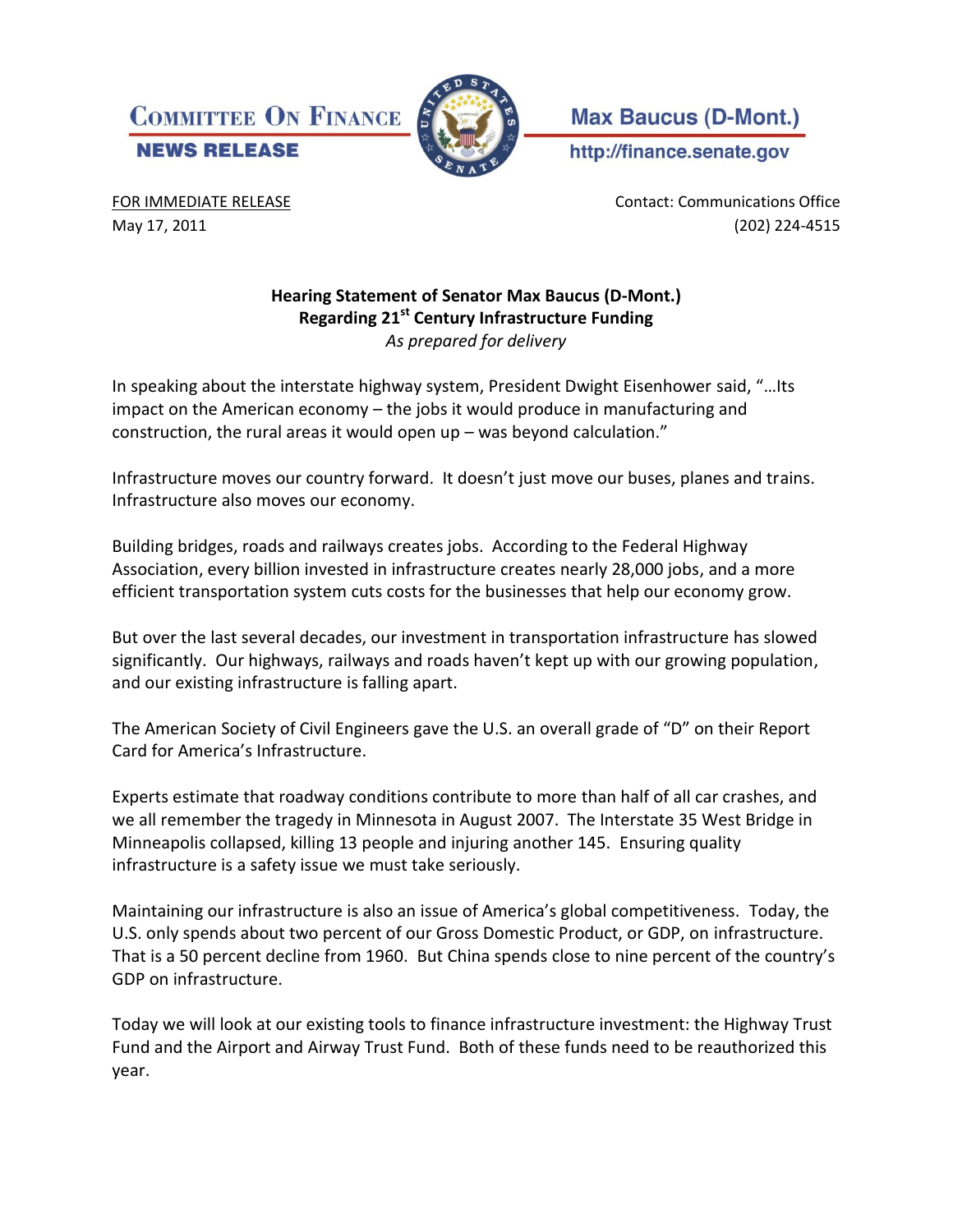**COMMITTEE ON FINANCE**
**NEWS RELEASE**

**Max Baucus (D-Mont.)**
http://finance.senate.gov

FOR IMMEDIATE RELEASE
May 17, 2011

Contact: Communications Office
(202) 224-4515

**Hearing Statement of Senator Max Baucus (D-Mont.)**
**Regarding 21st Century Infrastructure Funding**
*As prepared for delivery*

In speaking about the interstate highway system, President Dwight Eisenhower said, "…Its impact on the American economy – the jobs it would produce in manufacturing and construction, the rural areas it would open up – was beyond calculation."

Infrastructure moves our country forward. It doesn't just move our buses, planes and trains. Infrastructure also moves our economy.

Building bridges, roads and railways creates jobs. According to the Federal Highway Association, every billion invested in infrastructure creates nearly 28,000 jobs, and a more efficient transportation system cuts costs for the businesses that help our economy grow.

But over the last several decades, our investment in transportation infrastructure has slowed significantly. Our highways, railways and roads haven't kept up with our growing population, and our existing infrastructure is falling apart.

The American Society of Civil Engineers gave the U.S. an overall grade of "D" on their Report Card for America's Infrastructure.

Experts estimate that roadway conditions contribute to more than half of all car crashes, and we all remember the tragedy in Minnesota in August 2007. The Interstate 35 West Bridge in Minneapolis collapsed, killing 13 people and injuring another 145. Ensuring quality infrastructure is a safety issue we must take seriously.

Maintaining our infrastructure is also an issue of America's global competitiveness. Today, the U.S. only spends about two percent of our Gross Domestic Product, or GDP, on infrastructure. That is a 50 percent decline from 1960. But China spends close to nine percent of the country's GDP on infrastructure.

Today we will look at our existing tools to finance infrastructure investment: the Highway Trust Fund and the Airport and Airway Trust Fund. Both of these funds need to be reauthorized this year.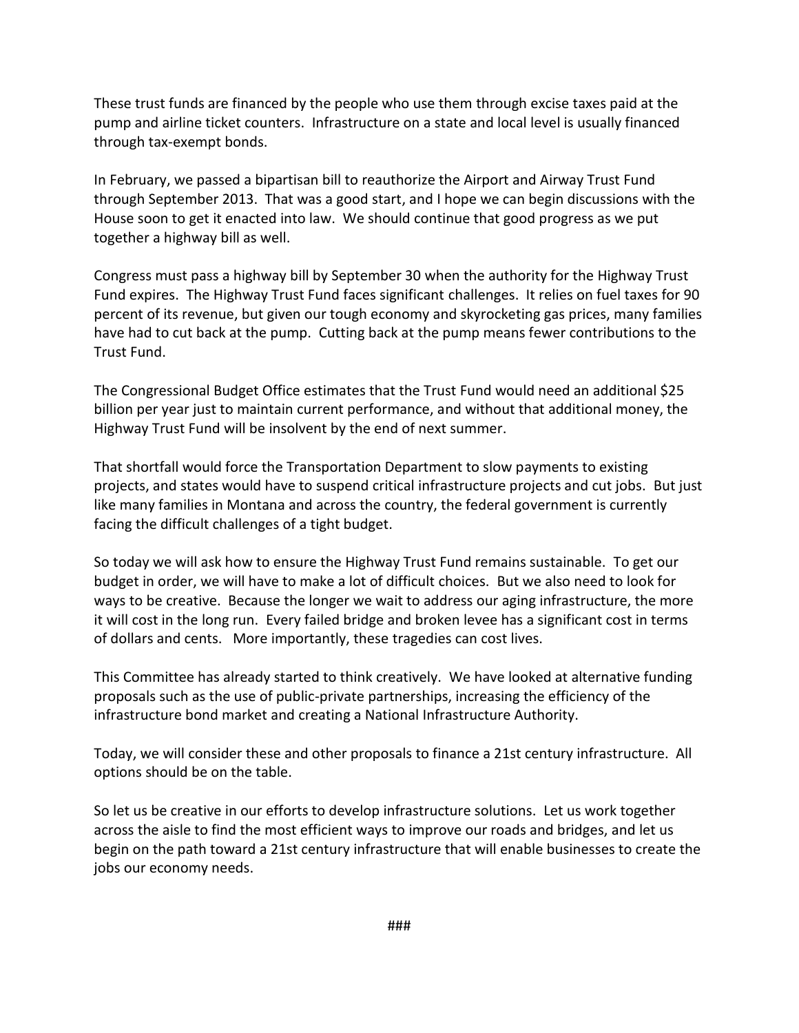These trust funds are financed by the people who use them through excise taxes paid at the pump and airline ticket counters. Infrastructure on a state and local level is usually financed through tax-exempt bonds.

In February, we passed a bipartisan bill to reauthorize the Airport and Airway Trust Fund through September 2013. That was a good start, and I hope we can begin discussions with the House soon to get it enacted into law. We should continue that good progress as we put together a highway bill as well.

Congress must pass a highway bill by September 30 when the authority for the Highway Trust Fund expires. The Highway Trust Fund faces significant challenges. It relies on fuel taxes for 90 percent of its revenue, but given our tough economy and skyrocketing gas prices, many families have had to cut back at the pump. Cutting back at the pump means fewer contributions to the Trust Fund.

The Congressional Budget Office estimates that the Trust Fund would need an additional $25 billion per year just to maintain current performance, and without that additional money, the Highway Trust Fund will be insolvent by the end of next summer.

That shortfall would force the Transportation Department to slow payments to existing projects, and states would have to suspend critical infrastructure projects and cut jobs. But just like many families in Montana and across the country, the federal government is currently facing the difficult challenges of a tight budget.

So today we will ask how to ensure the Highway Trust Fund remains sustainable. To get our budget in order, we will have to make a lot of difficult choices. But we also need to look for ways to be creative. Because the longer we wait to address our aging infrastructure, the more it will cost in the long run. Every failed bridge and broken levee has a significant cost in terms of dollars and cents. More importantly, these tragedies can cost lives.

This Committee has already started to think creatively. We have looked at alternative funding proposals such as the use of public-private partnerships, increasing the efficiency of the infrastructure bond market and creating a National Infrastructure Authority.

Today, we will consider these and other proposals to finance a 21st century infrastructure. All options should be on the table.

So let us be creative in our efforts to develop infrastructure solutions. Let us work together across the aisle to find the most efficient ways to improve our roads and bridges, and let us begin on the path toward a 21st century infrastructure that will enable businesses to create the jobs our economy needs.

###